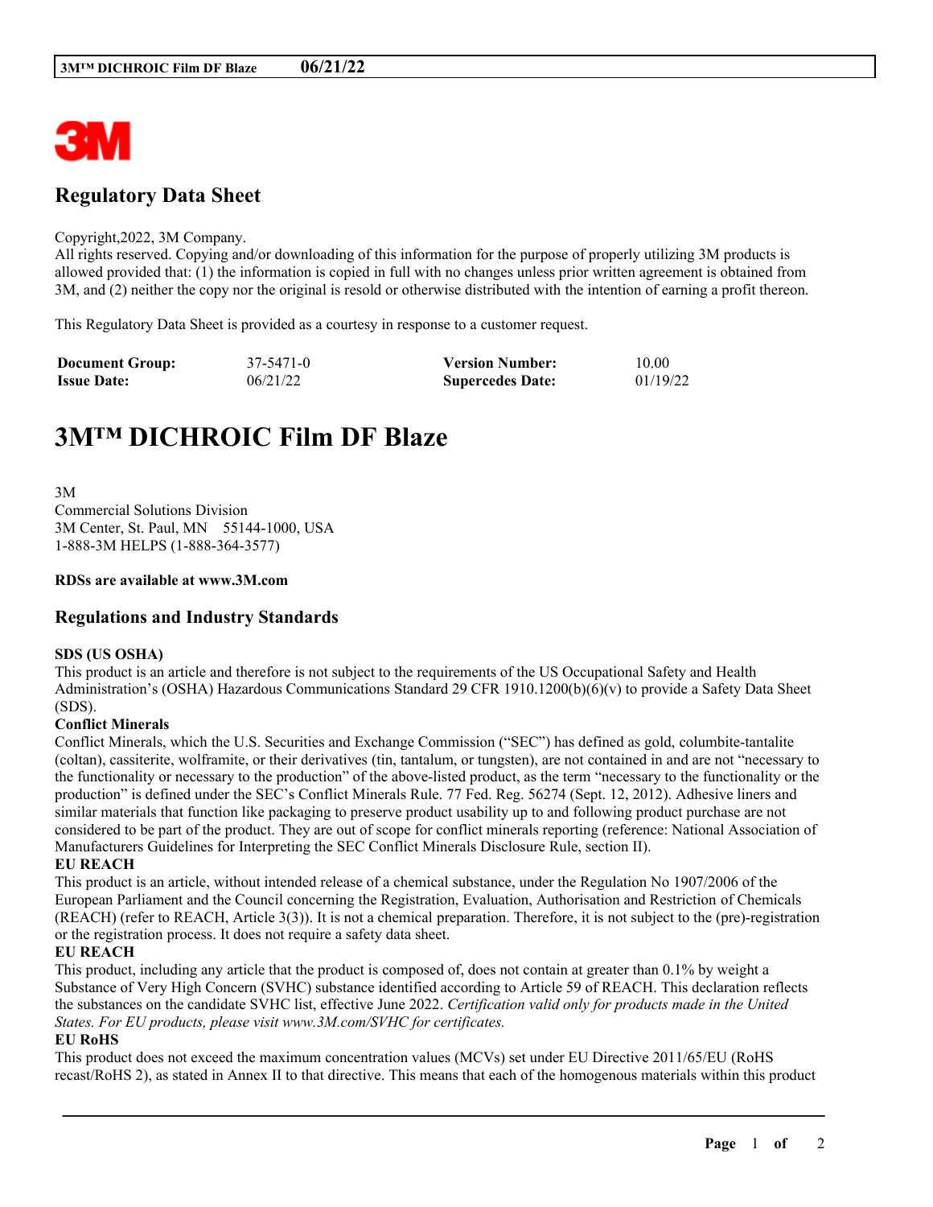## Regulatory Data Sheet

Copyright,2022, 3M Company.
All rights reserved. Copying and/or downloading of this information for the purpose of properly utilizing 3M products is allowed provided that: (1) the information is copied in full with no changes unless prior written agreement is obtained from 3M, and (2) neither the copy nor the original is resold or otherwise distributed with the intention of earning a profit thereon.

This Regulatory Data Sheet is provided as a courtesy in response to a customer request.

| | | | |
|---|---|---|---|
| **Document Group:** | 37-5471-0 | **Version Number:** | 10.00 |
| **Issue Date:** | 06/21/22 | **Supercedes Date:** | 01/19/22 |

# 3M™ DICHROIC Film DF Blaze

3M
Commercial Solutions Division
3M Center, St. Paul, MN 55144-1000, USA
1-888-3M HELPS (1-888-364-3577)

**RDSs are available at www.3M.com**

## Regulations and Industry Standards

**SDS (US OSHA)**
This product is an article and therefore is not subject to the requirements of the US Occupational Safety and Health Administration's (OSHA) Hazardous Communications Standard 29 CFR 1910.1200(b)(6)(v) to provide a Safety Data Sheet (SDS).

**Conflict Minerals**
Conflict Minerals, which the U.S. Securities and Exchange Commission ("SEC") has defined as gold, columbite-tantalite (coltan), cassiterite, wolframite, or their derivatives (tin, tantalum, or tungsten), are not contained in and are not "necessary to the functionality or necessary to the production" of the above-listed product, as the term "necessary to the functionality or the production" is defined under the SEC's Conflict Minerals Rule. 77 Fed. Reg. 56274 (Sept. 12, 2012). Adhesive liners and similar materials that function like packaging to preserve product usability up to and following product purchase are not considered to be part of the product. They are out of scope for conflict minerals reporting (reference: National Association of Manufacturers Guidelines for Interpreting the SEC Conflict Minerals Disclosure Rule, section II).

**EU REACH**
This product is an article, without intended release of a chemical substance, under the Regulation No 1907/2006 of the European Parliament and the Council concerning the Registration, Evaluation, Authorisation and Restriction of Chemicals (REACH) (refer to REACH, Article 3(3)). It is not a chemical preparation. Therefore, it is not subject to the (pre)-registration or the registration process. It does not require a safety data sheet.

**EU REACH**
This product, including any article that the product is composed of, does not contain at greater than 0.1% by weight a Substance of Very High Concern (SVHC) substance identified according to Article 59 of REACH. This declaration reflects the substances on the candidate SVHC list, effective June 2022. *Certification valid only for products made in the United States. For EU products, please visit www.3M.com/SVHC for certificates.*

**EU RoHS**
This product does not exceed the maximum concentration values (MCVs) set under EU Directive 2011/65/EU (RoHS recast/RoHS 2), as stated in Annex II to that directive. This means that each of the homogenous materials within this product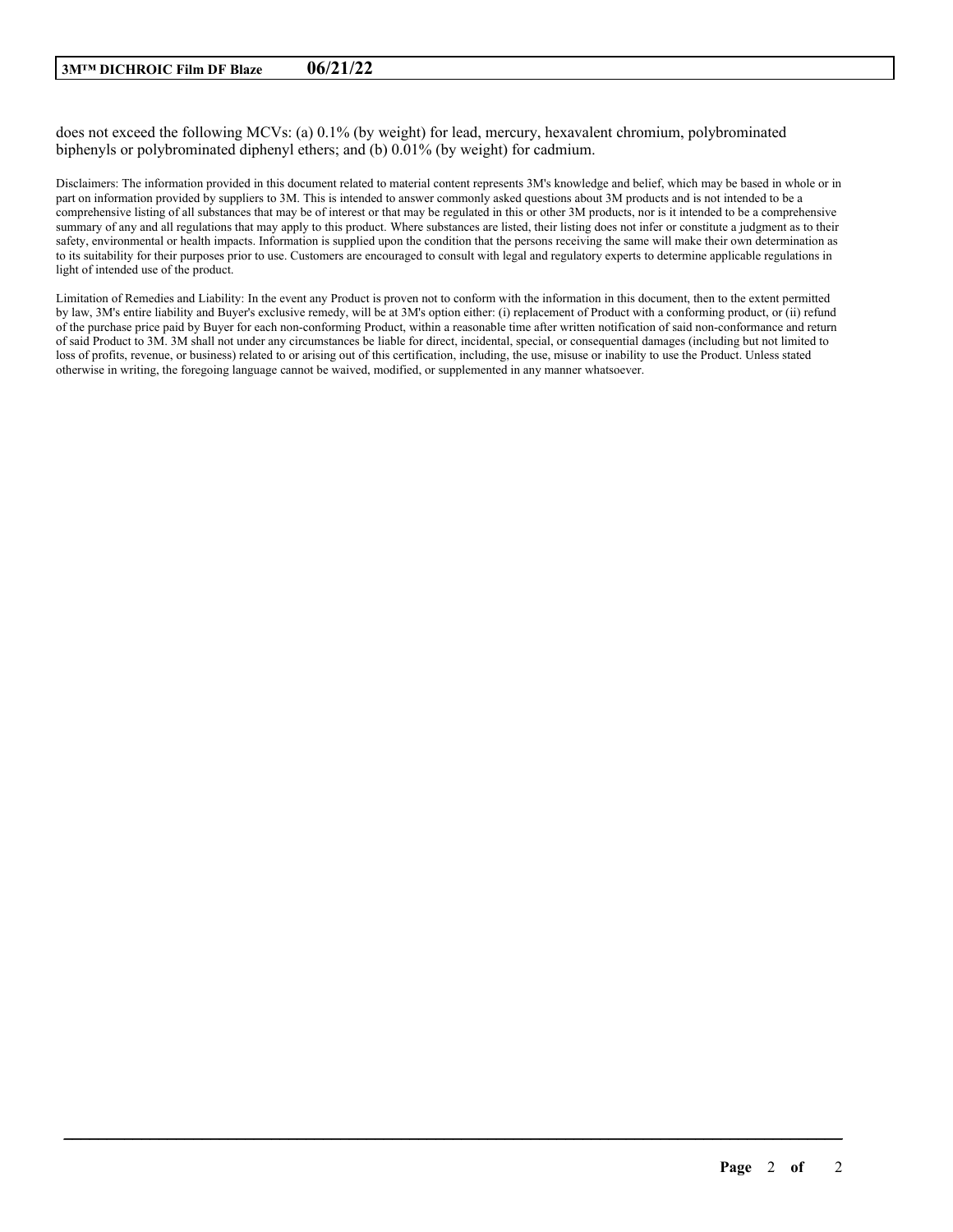does not exceed the following MCVs: (a) 0.1% (by weight) for lead, mercury, hexavalent chromium, polybrominated biphenyls or polybrominated diphenyl ethers; and (b) 0.01% (by weight) for cadmium.

Disclaimers: The information provided in this document related to material content represents 3M's knowledge and belief, which may be based in whole or in part on information provided by suppliers to 3M. This is intended to answer commonly asked questions about 3M products and is not intended to be a comprehensive listing of all substances that may be of interest or that may be regulated in this or other 3M products, nor is it intended to be a comprehensive summary of any and all regulations that may apply to this product. Where substances are listed, their listing does not infer or constitute a judgment as to their safety, environmental or health impacts. Information is supplied upon the condition that the persons receiving the same will make their own determination as to its suitability for their purposes prior to use. Customers are encouraged to consult with legal and regulatory experts to determine applicable regulations in light of intended use of the product.

Limitation of Remedies and Liability: In the event any Product is proven not to conform with the information in this document, then to the extent permitted by law, 3M's entire liability and Buyer's exclusive remedy, will be at 3M's option either: (i) replacement of Product with a conforming product, or (ii) refund of the purchase price paid by Buyer for each non-conforming Product, within a reasonable time after written notification of said non-conformance and return of said Product to 3M. 3M shall not under any circumstances be liable for direct, incidental, special, or consequential damages (including but not limited to loss of profits, revenue, or business) related to or arising out of this certification, including, the use, misuse or inability to use the Product. Unless stated otherwise in writing, the foregoing language cannot be waived, modified, or supplemented in any manner whatsoever.